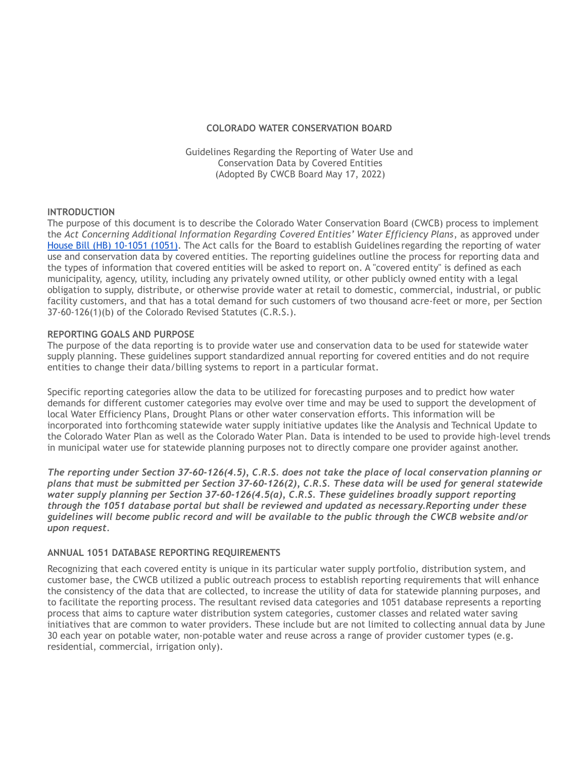**COLORADO WATER CONSERVATION BOARD**

Guidelines Regarding the Reporting of Water Use and Conservation Data by Covered Entities (Adopted By CWCB Board May 17, 2022)

## INTRODUCTION

The purpose of this document is to describe the Colorado Water Conservation Board (CWCB) process to implement the *Act Concerning Additional Information Regarding Covered Entities' Water Efficiency Plans*, as approved under [House Bill (HB) 10-1051 (1051)](). The Act calls for the Board to establish Guidelines regarding the reporting of water use and conservation data by covered entities. The reporting guidelines outline the process for reporting data and the types of information that covered entities will be asked to report on. A "covered entity" is defined as each municipality, agency, utility, including any privately owned utility, or other publicly owned entity with a legal obligation to supply, distribute, or otherwise provide water at retail to domestic, commercial, industrial, or public facility customers, and that has a total demand for such customers of two thousand acre-feet or more, per Section 37-60-126(1)(b) of the Colorado Revised Statutes (C.R.S.).

## REPORTING GOALS AND PURPOSE

The purpose of the data reporting is to provide water use and conservation data to be used for statewide water supply planning. These guidelines support standardized annual reporting for covered entities and do not require entities to change their data/billing systems to report in a particular format.

Specific reporting categories allow the data to be utilized for forecasting purposes and to predict how water demands for different customer categories may evolve over time and may be used to support the development of local Water Efficiency Plans, Drought Plans or other water conservation efforts. This information will be incorporated into forthcoming statewide water supply initiative updates like the Analysis and Technical Update to the Colorado Water Plan as well as the Colorado Water Plan. Data is intended to be used to provide high-level trends in municipal water use for statewide planning purposes not to directly compare one provider against another.

***The reporting under Section 37-60-126(4.5), C.R.S. does not take the place of local conservation planning or plans that must be submitted per Section 37-60-126(2), C.R.S. These data will be used for general statewide water supply planning per Section 37-60-126(4.5(a), C.R.S. These guidelines broadly support reporting through the 1051 database portal but shall be reviewed and updated as necessary.Reporting under these guidelines will become public record and will be available to the public through the CWCB website and/or upon request.***

## ANNUAL 1051 DATABASE REPORTING REQUIREMENTS

Recognizing that each covered entity is unique in its particular water supply portfolio, distribution system, and customer base, the CWCB utilized a public outreach process to establish reporting requirements that will enhance the consistency of the data that are collected, to increase the utility of data for statewide planning purposes, and to facilitate the reporting process. The resultant revised data categories and 1051 database represents a reporting process that aims to capture water distribution system categories, customer classes and related water saving initiatives that are common to water providers. These include but are not limited to collecting annual data by June 30 each year on potable water, non-potable water and reuse across a range of provider customer types (e.g. residential, commercial, irrigation only).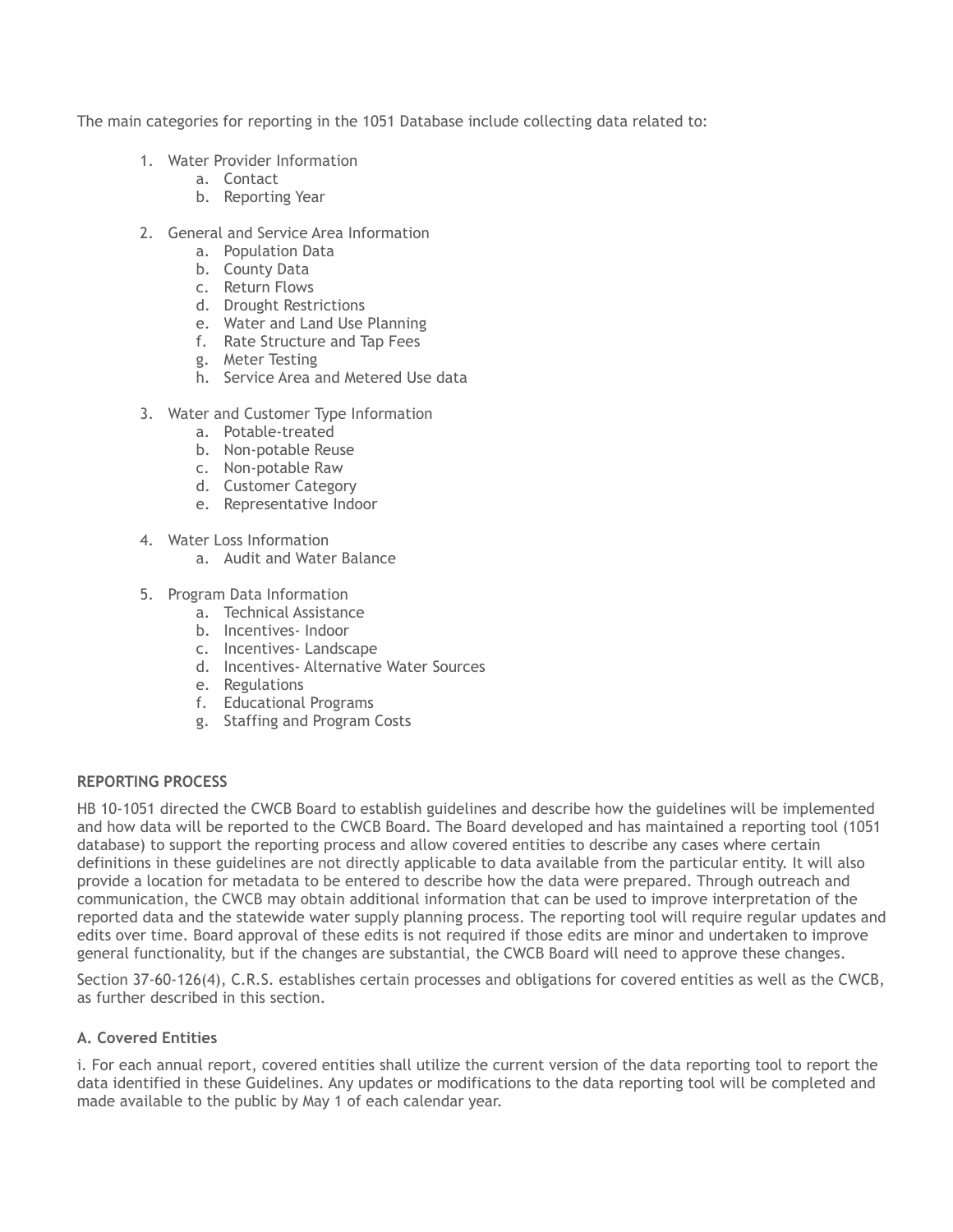The main categories for reporting in the 1051 Database include collecting data related to:

1. Water Provider Information
   a. Contact
   b. Reporting Year

2. General and Service Area Information
   a. Population Data
   b. County Data
   c. Return Flows
   d. Drought Restrictions
   e. Water and Land Use Planning
   f. Rate Structure and Tap Fees
   g. Meter Testing
   h. Service Area and Metered Use data

3. Water and Customer Type Information
   a. Potable-treated
   b. Non-potable Reuse
   c. Non-potable Raw
   d. Customer Category
   e. Representative Indoor

4. Water Loss Information
   a. Audit and Water Balance

5. Program Data Information
   a. Technical Assistance
   b. Incentives- Indoor
   c. Incentives- Landscape
   d. Incentives- Alternative Water Sources
   e. Regulations
   f. Educational Programs
   g. Staffing and Program Costs

### REPORTING PROCESS

HB 10-1051 directed the CWCB Board to establish guidelines and describe how the guidelines will be implemented and how data will be reported to the CWCB Board. The Board developed and has maintained a reporting tool (1051 database) to support the reporting process and allow covered entities to describe any cases where certain definitions in these guidelines are not directly applicable to data available from the particular entity. It will also provide a location for metadata to be entered to describe how the data were prepared. Through outreach and communication, the CWCB may obtain additional information that can be used to improve interpretation of the reported data and the statewide water supply planning process. The reporting tool will require regular updates and edits over time. Board approval of these edits is not required if those edits are minor and undertaken to improve general functionality, but if the changes are substantial, the CWCB Board will need to approve these changes.

Section 37-60-126(4), C.R.S. establishes certain processes and obligations for covered entities as well as the CWCB, as further described in this section.

#### A. Covered Entities

i. For each annual report, covered entities shall utilize the current version of the data reporting tool to report the data identified in these Guidelines. Any updates or modifications to the data reporting tool will be completed and made available to the public by May 1 of each calendar year.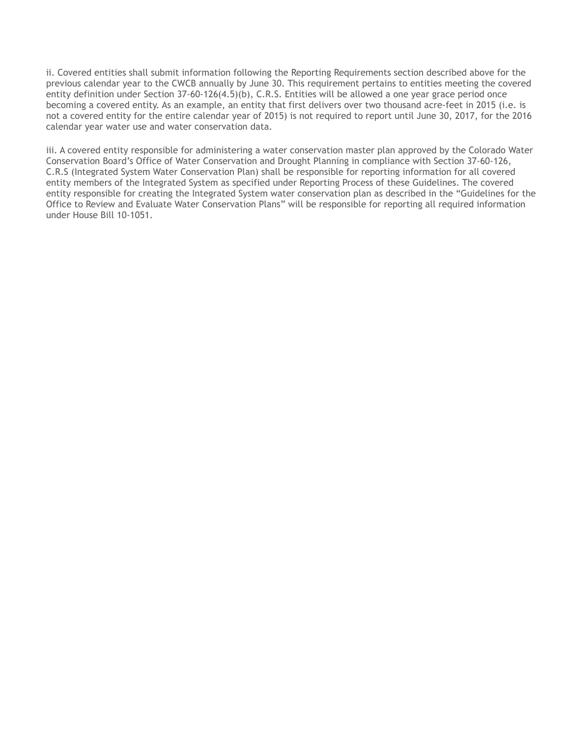ii. Covered entities shall submit information following the Reporting Requirements section described above for the previous calendar year to the CWCB annually by June 30. This requirement pertains to entities meeting the covered entity definition under Section 37-60-126(4.5)(b), C.R.S. Entities will be allowed a one year grace period once becoming a covered entity. As an example, an entity that first delivers over two thousand acre-feet in 2015 (i.e. is not a covered entity for the entire calendar year of 2015) is not required to report until June 30, 2017, for the 2016 calendar year water use and water conservation data.

iii. A covered entity responsible for administering a water conservation master plan approved by the Colorado Water Conservation Board's Office of Water Conservation and Drought Planning in compliance with Section 37-60-126, C.R.S (Integrated System Water Conservation Plan) shall be responsible for reporting information for all covered entity members of the Integrated System as specified under Reporting Process of these Guidelines. The covered entity responsible for creating the Integrated System water conservation plan as described in the "Guidelines for the Office to Review and Evaluate Water Conservation Plans" will be responsible for reporting all required information under House Bill 10-1051.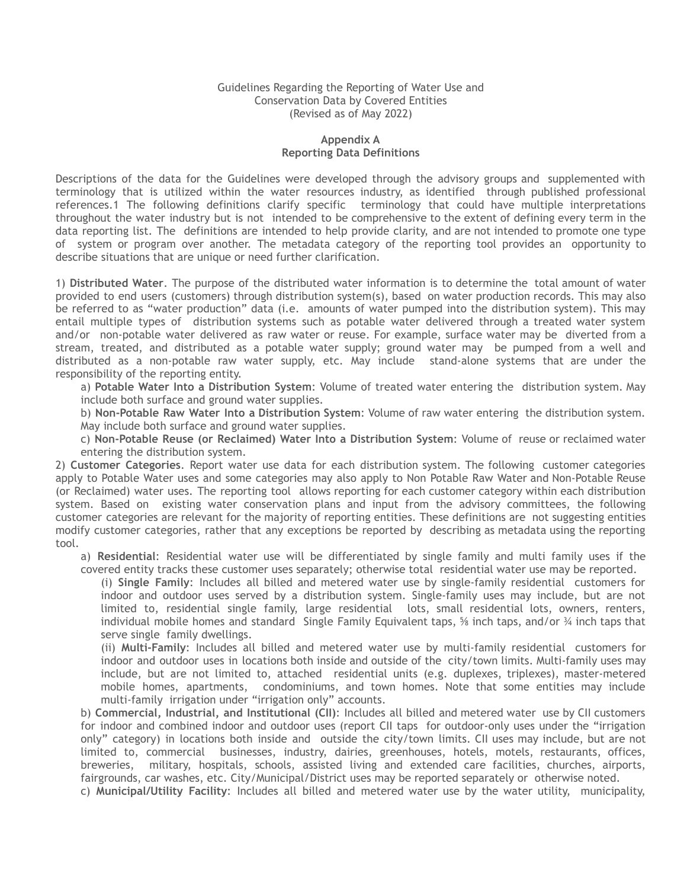Guidelines Regarding the Reporting of Water Use and Conservation Data by Covered Entities
(Revised as of May 2022)

## Appendix A
## Reporting Data Definitions

Descriptions of the data for the Guidelines were developed through the advisory groups and supplemented with terminology that is utilized within the water resources industry, as identified through published professional references.1 The following definitions clarify specific terminology that could have multiple interpretations throughout the water industry but is not intended to be comprehensive to the extent of defining every term in the data reporting list. The definitions are intended to help provide clarity, and are not intended to promote one type of system or program over another. The metadata category of the reporting tool provides an opportunity to describe situations that are unique or need further clarification.

1) **Distributed Water**. The purpose of the distributed water information is to determine the total amount of water provided to end users (customers) through distribution system(s), based on water production records. This may also be referred to as "water production" data (i.e. amounts of water pumped into the distribution system). This may entail multiple types of distribution systems such as potable water delivered through a treated water system and/or non-potable water delivered as raw water or reuse. For example, surface water may be diverted from a stream, treated, and distributed as a potable water supply; ground water may be pumped from a well and distributed as a non-potable raw water supply, etc. May include stand-alone systems that are under the responsibility of the reporting entity.

   a) **Potable Water Into a Distribution System**: Volume of treated water entering the distribution system. May include both surface and ground water supplies.

   b) **Non-Potable Raw Water Into a Distribution System**: Volume of raw water entering the distribution system. May include both surface and ground water supplies.

   c) **Non-Potable Reuse (or Reclaimed) Water Into a Distribution System**: Volume of reuse or reclaimed water entering the distribution system.

2) **Customer Categories**. Report water use data for each distribution system. The following customer categories apply to Potable Water uses and some categories may also apply to Non Potable Raw Water and Non-Potable Reuse (or Reclaimed) water uses. The reporting tool allows reporting for each customer category within each distribution system. Based on existing water conservation plans and input from the advisory committees, the following customer categories are relevant for the majority of reporting entities. These definitions are not suggesting entities modify customer categories, rather that any exceptions be reported by describing as metadata using the reporting tool.

   a) **Residential**: Residential water use will be differentiated by single family and multi family uses if the covered entity tracks these customer uses separately; otherwise total residential water use may be reported.

      (i) **Single Family**: Includes all billed and metered water use by single-family residential customers for indoor and outdoor uses served by a distribution system. Single-family uses may include, but are not limited to, residential single family, large residential lots, small residential lots, owners, renters, individual mobile homes and standard Single Family Equivalent taps, ⅝ inch taps, and/or ¾ inch taps that serve single family dwellings.

      (ii) **Multi-Family**: Includes all billed and metered water use by multi-family residential customers for indoor and outdoor uses in locations both inside and outside of the city/town limits. Multi-family uses may include, but are not limited to, attached residential units (e.g. duplexes, triplexes), master-metered mobile homes, apartments, condominiums, and town homes. Note that some entities may include multi-family irrigation under "irrigation only" accounts.

   b) **Commercial, Industrial, and Institutional (CII)**: Includes all billed and metered water use by CII customers for indoor and combined indoor and outdoor uses (report CII taps for outdoor-only uses under the "irrigation only" category) in locations both inside and outside the city/town limits. CII uses may include, but are not limited to, commercial businesses, industry, dairies, greenhouses, hotels, motels, restaurants, offices, breweries, military, hospitals, schools, assisted living and extended care facilities, churches, airports, fairgrounds, car washes, etc. City/Municipal/District uses may be reported separately or otherwise noted.

   c) **Municipal/Utility Facility**: Includes all billed and metered water use by the water utility, municipality,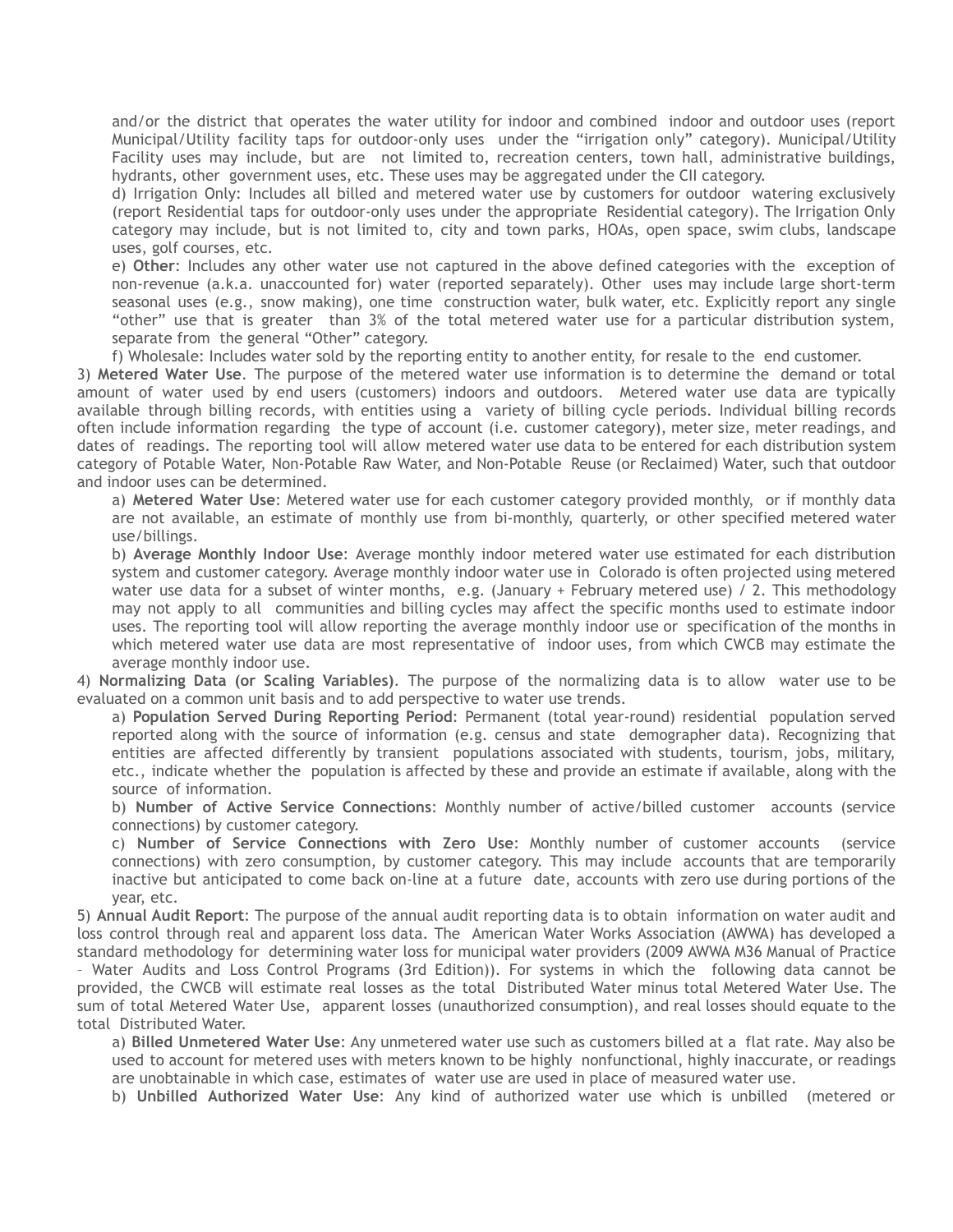and/or the district that operates the water utility for indoor and combined indoor and outdoor uses (report Municipal/Utility facility taps for outdoor-only uses under the "irrigation only" category). Municipal/Utility Facility uses may include, but are not limited to, recreation centers, town hall, administrative buildings, hydrants, other government uses, etc. These uses may be aggregated under the CII category.

d) Irrigation Only: Includes all billed and metered water use by customers for outdoor watering exclusively (report Residential taps for outdoor-only uses under the appropriate Residential category). The Irrigation Only category may include, but is not limited to, city and town parks, HOAs, open space, swim clubs, landscape uses, golf courses, etc.

e) **Other**: Includes any other water use not captured in the above defined categories with the exception of non-revenue (a.k.a. unaccounted for) water (reported separately). Other uses may include large short-term seasonal uses (e.g., snow making), one time construction water, bulk water, etc. Explicitly report any single "other" use that is greater than 3% of the total metered water use for a particular distribution system, separate from the general "Other" category.

f) Wholesale: Includes water sold by the reporting entity to another entity, for resale to the end customer.

3) **Metered Water Use**. The purpose of the metered water use information is to determine the demand or total amount of water used by end users (customers) indoors and outdoors. Metered water use data are typically available through billing records, with entities using a variety of billing cycle periods. Individual billing records often include information regarding the type of account (i.e. customer category), meter size, meter readings, and dates of readings. The reporting tool will allow metered water use data to be entered for each distribution system category of Potable Water, Non-Potable Raw Water, and Non-Potable Reuse (or Reclaimed) Water, such that outdoor and indoor uses can be determined.

a) **Metered Water Use**: Metered water use for each customer category provided monthly, or if monthly data are not available, an estimate of monthly use from bi-monthly, quarterly, or other specified metered water use/billings.

b) **Average Monthly Indoor Use**: Average monthly indoor metered water use estimated for each distribution system and customer category. Average monthly indoor water use in Colorado is often projected using metered water use data for a subset of winter months, e.g. (January + February metered use) / 2. This methodology may not apply to all communities and billing cycles may affect the specific months used to estimate indoor uses. The reporting tool will allow reporting the average monthly indoor use or specification of the months in which metered water use data are most representative of indoor uses, from which CWCB may estimate the average monthly indoor use.

4) **Normalizing Data (or Scaling Variables)**. The purpose of the normalizing data is to allow water use to be evaluated on a common unit basis and to add perspective to water use trends.

a) **Population Served During Reporting Period**: Permanent (total year-round) residential population served reported along with the source of information (e.g. census and state demographer data). Recognizing that entities are affected differently by transient populations associated with students, tourism, jobs, military, etc., indicate whether the population is affected by these and provide an estimate if available, along with the source of information.

b) **Number of Active Service Connections**: Monthly number of active/billed customer accounts (service connections) by customer category.

c) **Number of Service Connections with Zero Use**: Monthly number of customer accounts (service connections) with zero consumption, by customer category. This may include accounts that are temporarily inactive but anticipated to come back on-line at a future date, accounts with zero use during portions of the year, etc.

5) **Annual Audit Report**: The purpose of the annual audit reporting data is to obtain information on water audit and loss control through real and apparent loss data. The American Water Works Association (AWWA) has developed a standard methodology for determining water loss for municipal water providers (2009 AWWA M36 Manual of Practice – Water Audits and Loss Control Programs (3rd Edition)). For systems in which the following data cannot be provided, the CWCB will estimate real losses as the total Distributed Water minus total Metered Water Use. The sum of total Metered Water Use, apparent losses (unauthorized consumption), and real losses should equate to the total Distributed Water.

a) **Billed Unmetered Water Use**: Any unmetered water use such as customers billed at a flat rate. May also be used to account for metered uses with meters known to be highly nonfunctional, highly inaccurate, or readings are unobtainable in which case, estimates of water use are used in place of measured water use.

b) **Unbilled Authorized Water Use**: Any kind of authorized water use which is unbilled (metered or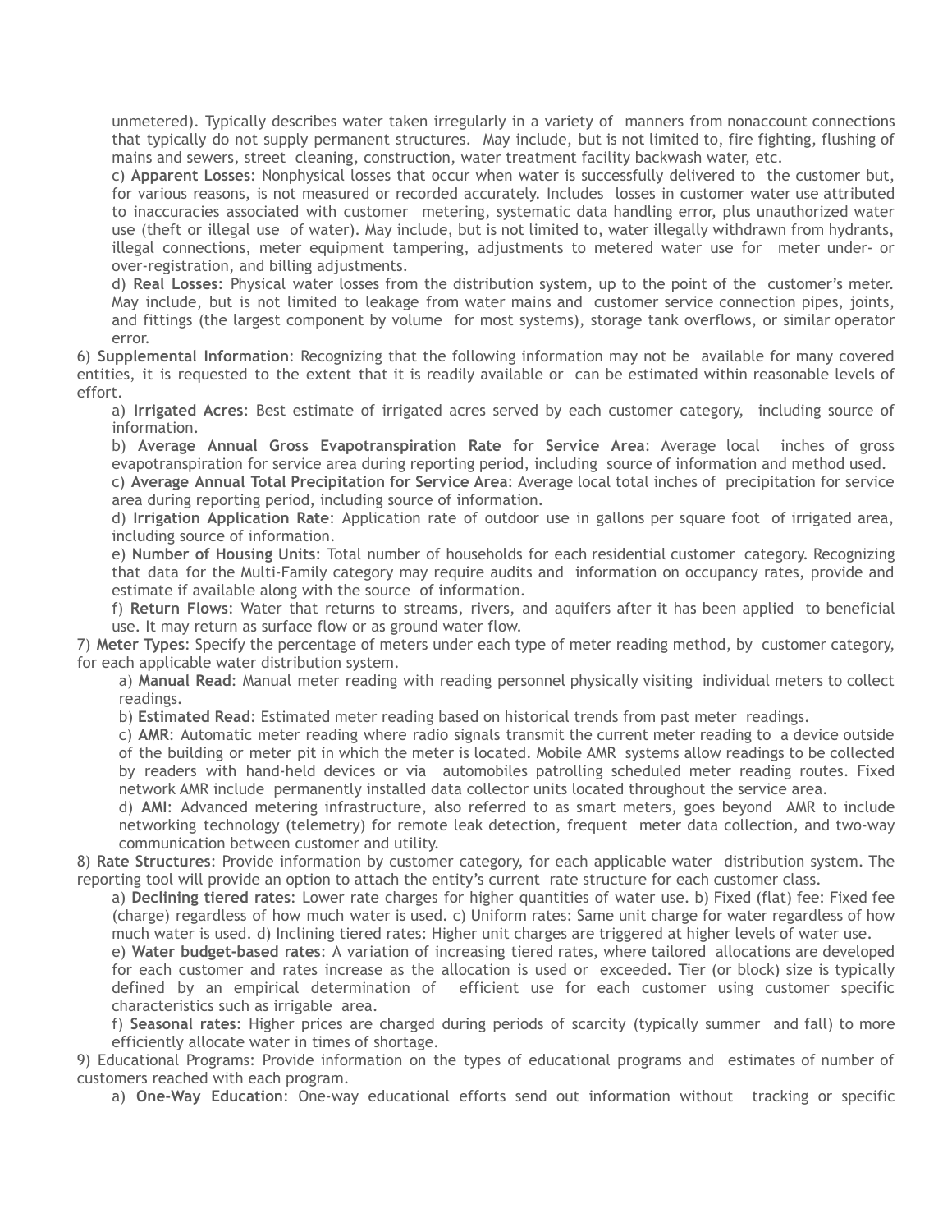unmetered). Typically describes water taken irregularly in a variety of manners from nonaccount connections that typically do not supply permanent structures. May include, but is not limited to, fire fighting, flushing of mains and sewers, street cleaning, construction, water treatment facility backwash water, etc.

c) **Apparent Losses**: Nonphysical losses that occur when water is successfully delivered to the customer but, for various reasons, is not measured or recorded accurately. Includes losses in customer water use attributed to inaccuracies associated with customer metering, systematic data handling error, plus unauthorized water use (theft or illegal use of water). May include, but is not limited to, water illegally withdrawn from hydrants, illegal connections, meter equipment tampering, adjustments to metered water use for meter under- or over-registration, and billing adjustments.

d) **Real Losses**: Physical water losses from the distribution system, up to the point of the customer's meter. May include, but is not limited to leakage from water mains and customer service connection pipes, joints, and fittings (the largest component by volume for most systems), storage tank overflows, or similar operator error.

6) **Supplemental Information**: Recognizing that the following information may not be available for many covered entities, it is requested to the extent that it is readily available or can be estimated within reasonable levels of effort.

a) **Irrigated Acres**: Best estimate of irrigated acres served by each customer category, including source of information.

b) **Average Annual Gross Evapotranspiration Rate for Service Area**: Average local inches of gross evapotranspiration for service area during reporting period, including source of information and method used.

c) **Average Annual Total Precipitation for Service Area**: Average local total inches of precipitation for service area during reporting period, including source of information.

d) **Irrigation Application Rate**: Application rate of outdoor use in gallons per square foot of irrigated area, including source of information.

e) **Number of Housing Units**: Total number of households for each residential customer category. Recognizing that data for the Multi-Family category may require audits and information on occupancy rates, provide and estimate if available along with the source of information.

f) **Return Flows**: Water that returns to streams, rivers, and aquifers after it has been applied to beneficial use. It may return as surface flow or as ground water flow.

7) **Meter Types**: Specify the percentage of meters under each type of meter reading method, by customer category, for each applicable water distribution system.

a) **Manual Read**: Manual meter reading with reading personnel physically visiting individual meters to collect readings.

b) **Estimated Read**: Estimated meter reading based on historical trends from past meter readings.

c) **AMR**: Automatic meter reading where radio signals transmit the current meter reading to a device outside of the building or meter pit in which the meter is located. Mobile AMR systems allow readings to be collected by readers with hand-held devices or via automobiles patrolling scheduled meter reading routes. Fixed network AMR include permanently installed data collector units located throughout the service area.

d) **AMI**: Advanced metering infrastructure, also referred to as smart meters, goes beyond AMR to include networking technology (telemetry) for remote leak detection, frequent meter data collection, and two-way communication between customer and utility.

8) **Rate Structures**: Provide information by customer category, for each applicable water distribution system. The reporting tool will provide an option to attach the entity's current rate structure for each customer class.

a) **Declining tiered rates**: Lower rate charges for higher quantities of water use. b) Fixed (flat) fee: Fixed fee (charge) regardless of how much water is used. c) Uniform rates: Same unit charge for water regardless of how much water is used. d) Inclining tiered rates: Higher unit charges are triggered at higher levels of water use.

e) **Water budget-based rates**: A variation of increasing tiered rates, where tailored allocations are developed for each customer and rates increase as the allocation is used or exceeded. Tier (or block) size is typically defined by an empirical determination of efficient use for each customer using customer specific characteristics such as irrigable area.

f) **Seasonal rates**: Higher prices are charged during periods of scarcity (typically summer and fall) to more efficiently allocate water in times of shortage.

9) Educational Programs: Provide information on the types of educational programs and estimates of number of customers reached with each program.

a) **One-Way Education**: One-way educational efforts send out information without tracking or specific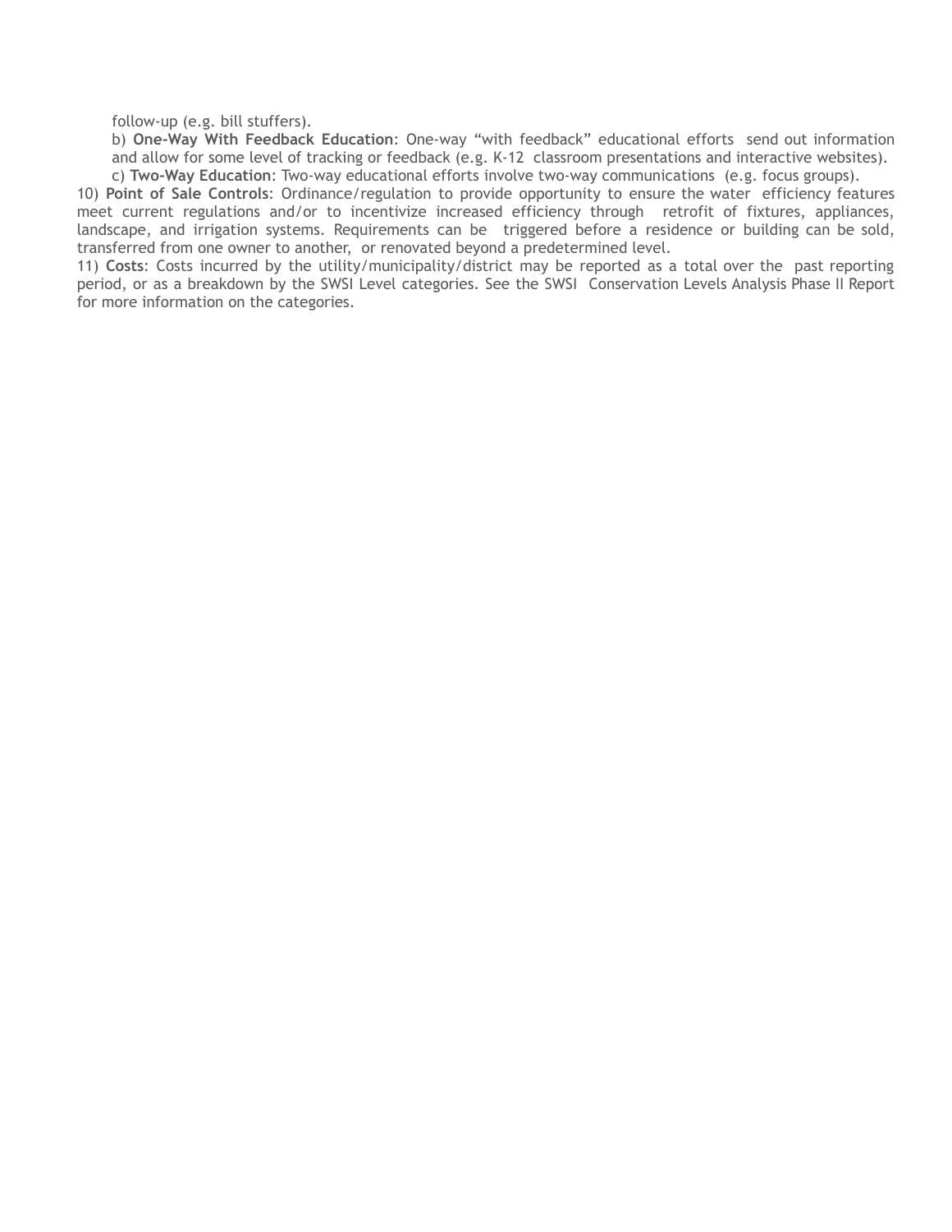follow-up (e.g. bill stuffers).

b) **One-Way With Feedback Education**: One-way "with feedback" educational efforts send out information and allow for some level of tracking or feedback (e.g. K-12 classroom presentations and interactive websites).

c) **Two-Way Education**: Two-way educational efforts involve two-way communications (e.g. focus groups).

10) **Point of Sale Controls**: Ordinance/regulation to provide opportunity to ensure the water efficiency features meet current regulations and/or to incentivize increased efficiency through retrofit of fixtures, appliances, landscape, and irrigation systems. Requirements can be triggered before a residence or building can be sold, transferred from one owner to another, or renovated beyond a predetermined level.

11) **Costs**: Costs incurred by the utility/municipality/district may be reported as a total over the past reporting period, or as a breakdown by the SWSI Level categories. See the SWSI Conservation Levels Analysis Phase II Report for more information on the categories.